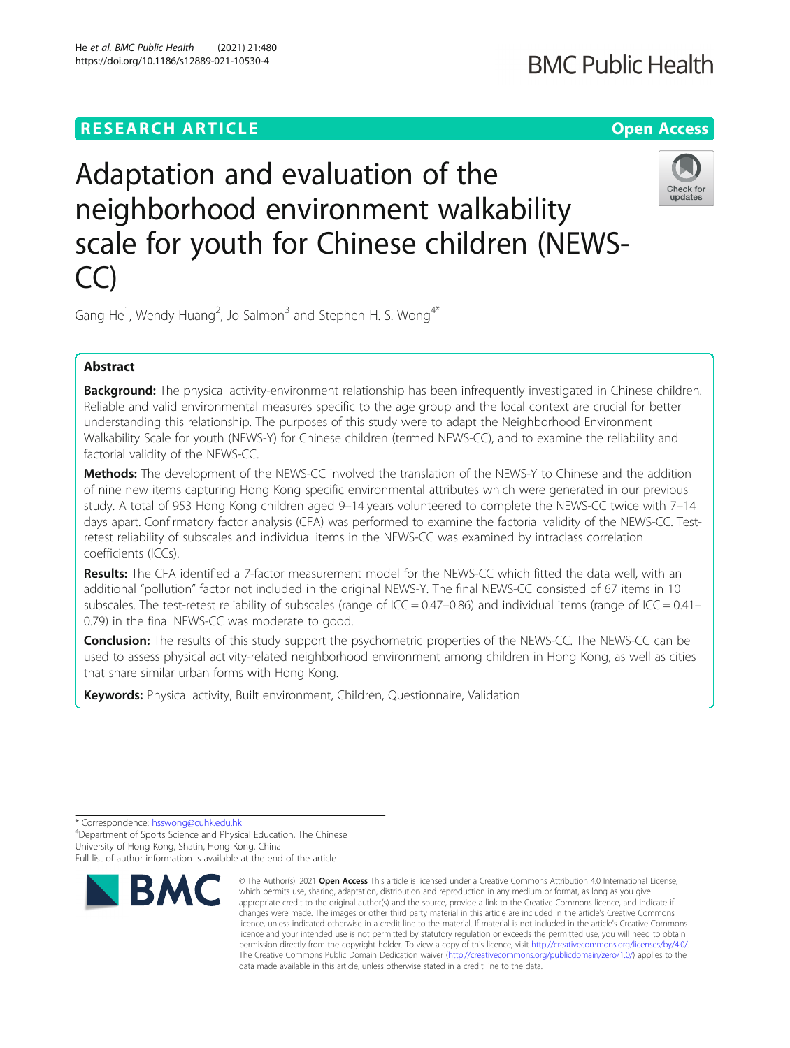RESEARCH ARTICLE

Open Access

# Adaptation and evaluation of the neighborhood environment walkability scale for youth for Chinese children (NEWS-CC)

Gang He[1], Wendy Huang[2], Jo Salmon[3] and Stephen H. S. Wong[4*]

## Abstract

**Background:** The physical activity-environment relationship has been infrequently investigated in Chinese children. Reliable and valid environmental measures specific to the age group and the local context are crucial for better understanding this relationship. The purposes of this study were to adapt the Neighborhood Environment Walkability Scale for youth (NEWS-Y) for Chinese children (termed NEWS-CC), and to examine the reliability and factorial validity of the NEWS-CC.

**Methods:** The development of the NEWS-CC involved the translation of the NEWS-Y to Chinese and the addition of nine new items capturing Hong Kong specific environmental attributes which were generated in our previous study. A total of 953 Hong Kong children aged 9–14 years volunteered to complete the NEWS-CC twice with 7–14 days apart. Confirmatory factor analysis (CFA) was performed to examine the factorial validity of the NEWS-CC. Test-retest reliability of subscales and individual items in the NEWS-CC was examined by intraclass correlation coefficients (ICCs).

**Results:** The CFA identified a 7-factor measurement model for the NEWS-CC which fitted the data well, with an additional "pollution" factor not included in the original NEWS-Y. The final NEWS-CC consisted of 67 items in 10 subscales. The test-retest reliability of subscales (range of ICC = 0.47–0.86) and individual items (range of ICC = 0.41–0.79) in the final NEWS-CC was moderate to good.

**Conclusion:** The results of this study support the psychometric properties of the NEWS-CC. The NEWS-CC can be used to assess physical activity-related neighborhood environment among children in Hong Kong, as well as cities that share similar urban forms with Hong Kong.

**Keywords:** Physical activity, Built environment, Children, Questionnaire, Validation

---

* Correspondence: hsswong@cuhk.edu.hk
[4]Department of Sports Science and Physical Education, The Chinese University of Hong Kong, Shatin, Hong Kong, China
Full list of author information is available at the end of the article

© The Author(s). 2021 **Open Access** This article is licensed under a Creative Commons Attribution 4.0 International License, which permits use, sharing, adaptation, distribution and reproduction in any medium or format, as long as you give appropriate credit to the original author(s) and the source, provide a link to the Creative Commons licence, and indicate if changes were made. The images or other third party material in this article are included in the article's Creative Commons licence, unless indicated otherwise in a credit line to the material. If material is not included in the article's Creative Commons licence and your intended use is not permitted by statutory regulation or exceeds the permitted use, you will need to obtain permission directly from the copyright holder. To view a copy of this licence, visit http://creativecommons.org/licenses/by/4.0/. The Creative Commons Public Domain Dedication waiver (http://creativecommons.org/publicdomain/zero/1.0/) applies to the data made available in this article, unless otherwise stated in a credit line to the data.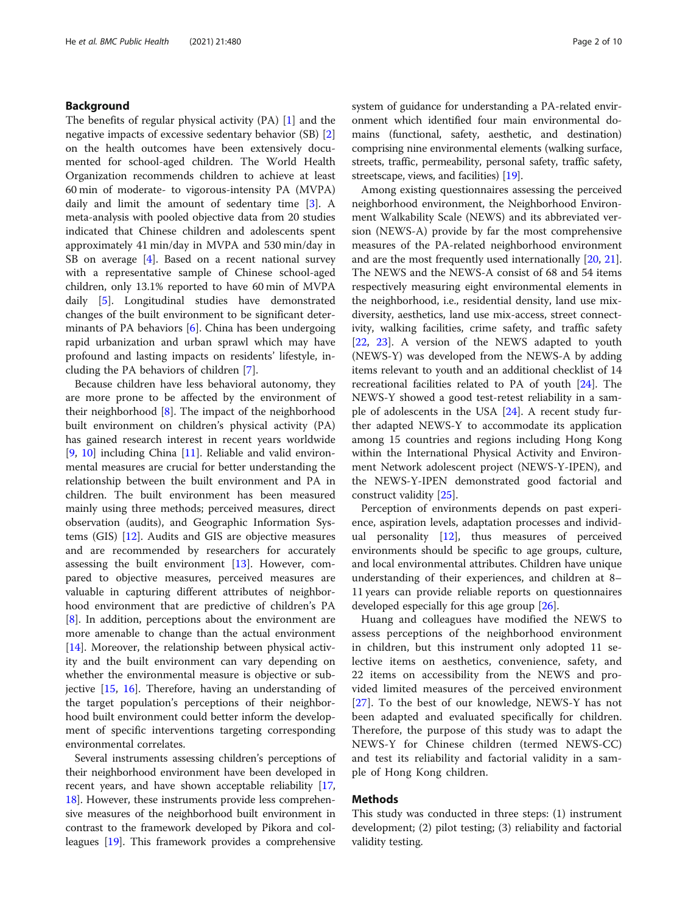## Background

The benefits of regular physical activity (PA) [1] and the negative impacts of excessive sedentary behavior (SB) [2] on the health outcomes have been extensively documented for school-aged children. The World Health Organization recommends children to achieve at least 60 min of moderate- to vigorous-intensity PA (MVPA) daily and limit the amount of sedentary time [3]. A meta-analysis with pooled objective data from 20 studies indicated that Chinese children and adolescents spent approximately 41 min/day in MVPA and 530 min/day in SB on average [4]. Based on a recent national survey with a representative sample of Chinese school-aged children, only 13.1% reported to have 60 min of MVPA daily [5]. Longitudinal studies have demonstrated changes of the built environment to be significant determinants of PA behaviors [6]. China has been undergoing rapid urbanization and urban sprawl which may have profound and lasting impacts on residents' lifestyle, including the PA behaviors of children [7].

Because children have less behavioral autonomy, they are more prone to be affected by the environment of their neighborhood [8]. The impact of the neighborhood built environment on children's physical activity (PA) has gained research interest in recent years worldwide [9, 10] including China [11]. Reliable and valid environmental measures are crucial for better understanding the relationship between the built environment and PA in children. The built environment has been measured mainly using three methods; perceived measures, direct observation (audits), and Geographic Information Systems (GIS) [12]. Audits and GIS are objective measures and are recommended by researchers for accurately assessing the built environment [13]. However, compared to objective measures, perceived measures are valuable in capturing different attributes of neighborhood environment that are predictive of children's PA [8]. In addition, perceptions about the environment are more amenable to change than the actual environment [14]. Moreover, the relationship between physical activity and the built environment can vary depending on whether the environmental measure is objective or subjective [15, 16]. Therefore, having an understanding of the target population's perceptions of their neighborhood built environment could better inform the development of specific interventions targeting corresponding environmental correlates.

Several instruments assessing children's perceptions of their neighborhood environment have been developed in recent years, and have shown acceptable reliability [17, 18]. However, these instruments provide less comprehensive measures of the neighborhood built environment in contrast to the framework developed by Pikora and colleagues [19]. This framework provides a comprehensive system of guidance for understanding a PA-related environment which identified four main environmental domains (functional, safety, aesthetic, and destination) comprising nine environmental elements (walking surface, streets, traffic, permeability, personal safety, traffic safety, streetscape, views, and facilities) [19].

Among existing questionnaires assessing the perceived neighborhood environment, the Neighborhood Environment Walkability Scale (NEWS) and its abbreviated version (NEWS-A) provide by far the most comprehensive measures of the PA-related neighborhood environment and are the most frequently used internationally [20, 21]. The NEWS and the NEWS-A consist of 68 and 54 items respectively measuring eight environmental elements in the neighborhood, i.e., residential density, land use mix-diversity, aesthetics, land use mix-access, street connectivity, walking facilities, crime safety, and traffic safety [22, 23]. A version of the NEWS adapted to youth (NEWS-Y) was developed from the NEWS-A by adding items relevant to youth and an additional checklist of 14 recreational facilities related to PA of youth [24]. The NEWS-Y showed a good test-retest reliability in a sample of adolescents in the USA [24]. A recent study further adapted NEWS-Y to accommodate its application among 15 countries and regions including Hong Kong within the International Physical Activity and Environment Network adolescent project (NEWS-Y-IPEN), and the NEWS-Y-IPEN demonstrated good factorial and construct validity [25].

Perception of environments depends on past experience, aspiration levels, adaptation processes and individual personality [12], thus measures of perceived environments should be specific to age groups, culture, and local environmental attributes. Children have unique understanding of their experiences, and children at 8–11 years can provide reliable reports on questionnaires developed especially for this age group [26].

Huang and colleagues have modified the NEWS to assess perceptions of the neighborhood environment in children, but this instrument only adopted 11 selective items on aesthetics, convenience, safety, and 22 items on accessibility from the NEWS and provided limited measures of the perceived environment [27]. To the best of our knowledge, NEWS-Y has not been adapted and evaluated specifically for children. Therefore, the purpose of this study was to adapt the NEWS-Y for Chinese children (termed NEWS-CC) and test its reliability and factorial validity in a sample of Hong Kong children.

## Methods

This study was conducted in three steps: (1) instrument development; (2) pilot testing; (3) reliability and factorial validity testing.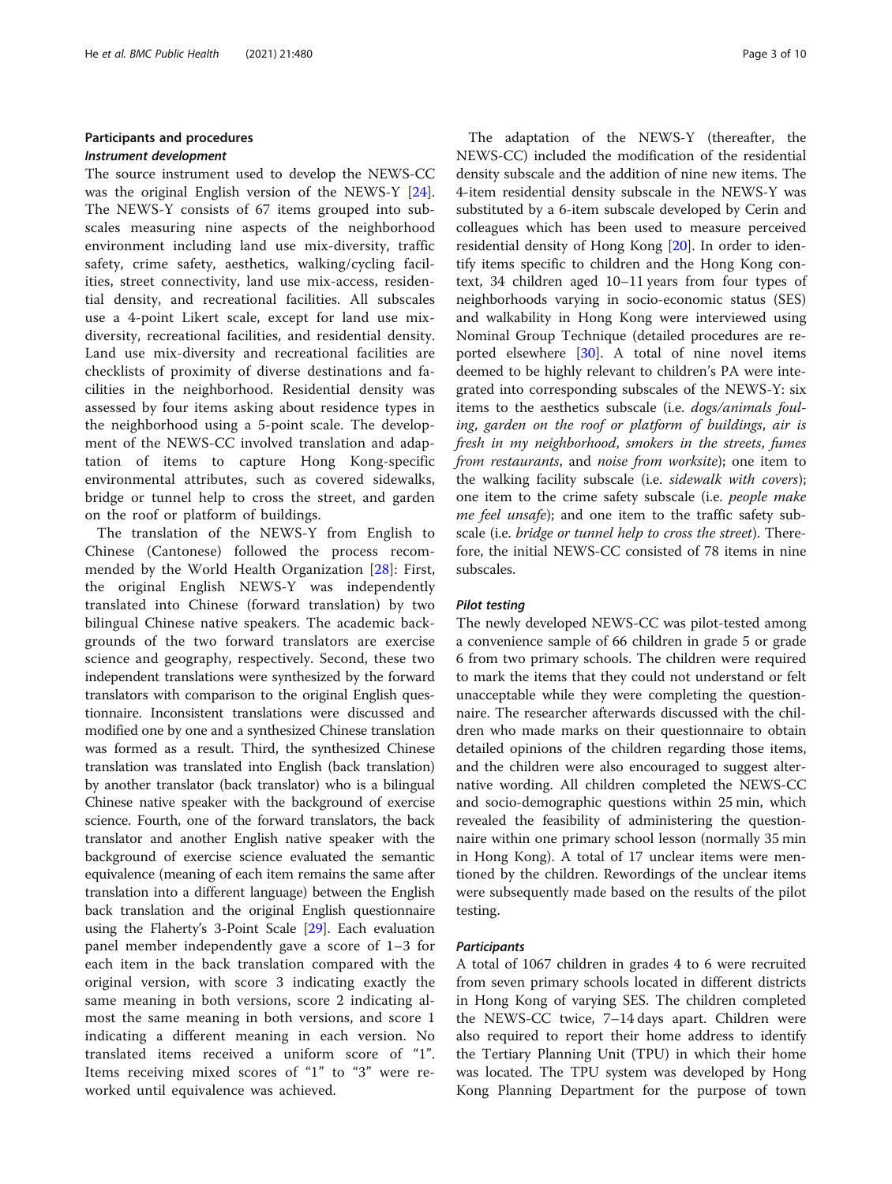## Participants and procedures

### *Instrument development*

The source instrument used to develop the NEWS-CC was the original English version of the NEWS-Y [24]. The NEWS-Y consists of 67 items grouped into subscales measuring nine aspects of the neighborhood environment including land use mix-diversity, traffic safety, crime safety, aesthetics, walking/cycling facilities, street connectivity, land use mix-access, residential density, and recreational facilities. All subscales use a 4-point Likert scale, except for land use mix-diversity, recreational facilities, and residential density. Land use mix-diversity and recreational facilities are checklists of proximity of diverse destinations and facilities in the neighborhood. Residential density was assessed by four items asking about residence types in the neighborhood using a 5-point scale. The development of the NEWS-CC involved translation and adaptation of items to capture Hong Kong-specific environmental attributes, such as covered sidewalks, bridge or tunnel help to cross the street, and garden on the roof or platform of buildings.

The translation of the NEWS-Y from English to Chinese (Cantonese) followed the process recommended by the World Health Organization [28]: First, the original English NEWS-Y was independently translated into Chinese (forward translation) by two bilingual Chinese native speakers. The academic backgrounds of the two forward translators are exercise science and geography, respectively. Second, these two independent translations were synthesized by the forward translators with comparison to the original English questionnaire. Inconsistent translations were discussed and modified one by one and a synthesized Chinese translation was formed as a result. Third, the synthesized Chinese translation was translated into English (back translation) by another translator (back translator) who is a bilingual Chinese native speaker with the background of exercise science. Fourth, one of the forward translators, the back translator and another English native speaker with the background of exercise science evaluated the semantic equivalence (meaning of each item remains the same after translation into a different language) between the English back translation and the original English questionnaire using the Flaherty's 3-Point Scale [29]. Each evaluation panel member independently gave a score of 1–3 for each item in the back translation compared with the original version, with score 3 indicating exactly the same meaning in both versions, score 2 indicating almost the same meaning in both versions, and score 1 indicating a different meaning in each version. No translated items received a uniform score of "1". Items receiving mixed scores of "1" to "3" were reworked until equivalence was achieved.

The adaptation of the NEWS-Y (thereafter, the NEWS-CC) included the modification of the residential density subscale and the addition of nine new items. The 4-item residential density subscale in the NEWS-Y was substituted by a 6-item subscale developed by Cerin and colleagues which has been used to measure perceived residential density of Hong Kong [20]. In order to identify items specific to children and the Hong Kong context, 34 children aged 10–11 years from four types of neighborhoods varying in socio-economic status (SES) and walkability in Hong Kong were interviewed using Nominal Group Technique (detailed procedures are reported elsewhere [30]. A total of nine novel items deemed to be highly relevant to children's PA were integrated into corresponding subscales of the NEWS-Y: six items to the aesthetics subscale (i.e. *dogs/animals fouling*, *garden on the roof or platform of buildings*, *air is fresh in my neighborhood*, *smokers in the streets*, *fumes from restaurants*, and *noise from worksite*); one item to the walking facility subscale (i.e. *sidewalk with covers*); one item to the crime safety subscale (i.e. *people make me feel unsafe*); and one item to the traffic safety subscale (i.e. *bridge or tunnel help to cross the street*). Therefore, the initial NEWS-CC consisted of 78 items in nine subscales.

### *Pilot testing*

The newly developed NEWS-CC was pilot-tested among a convenience sample of 66 children in grade 5 or grade 6 from two primary schools. The children were required to mark the items that they could not understand or felt unacceptable while they were completing the questionnaire. The researcher afterwards discussed with the children who made marks on their questionnaire to obtain detailed opinions of the children regarding those items, and the children were also encouraged to suggest alternative wording. All children completed the NEWS-CC and socio-demographic questions within 25 min, which revealed the feasibility of administering the questionnaire within one primary school lesson (normally 35 min in Hong Kong). A total of 17 unclear items were mentioned by the children. Rewordings of the unclear items were subsequently made based on the results of the pilot testing.

### *Participants*

A total of 1067 children in grades 4 to 6 were recruited from seven primary schools located in different districts in Hong Kong of varying SES. The children completed the NEWS-CC twice, 7–14 days apart. Children were also required to report their home address to identify the Tertiary Planning Unit (TPU) in which their home was located. The TPU system was developed by Hong Kong Planning Department for the purpose of town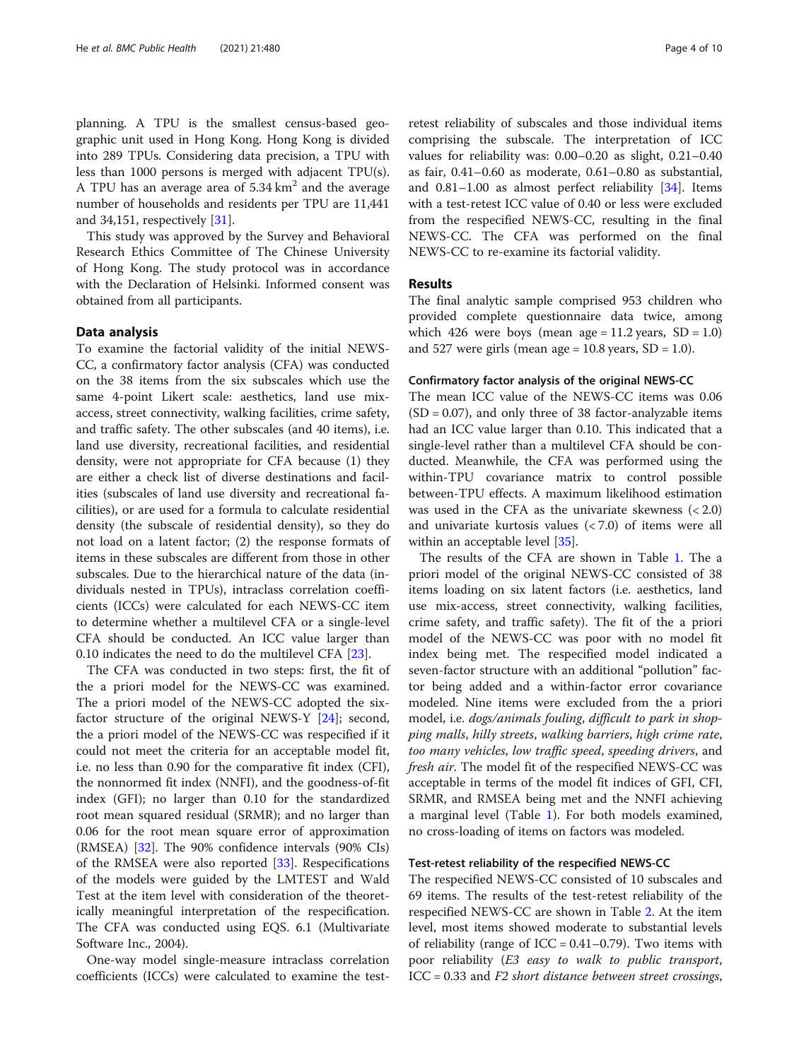planning. A TPU is the smallest census-based geographic unit used in Hong Kong. Hong Kong is divided into 289 TPUs. Considering data precision, a TPU with less than 1000 persons is merged with adjacent TPU(s). A TPU has an average area of 5.34 km$^2$ and the average number of households and residents per TPU are 11,441 and 34,151, respectively [31].

This study was approved by the Survey and Behavioral Research Ethics Committee of The Chinese University of Hong Kong. The study protocol was in accordance with the Declaration of Helsinki. Informed consent was obtained from all participants.

## Data analysis

To examine the factorial validity of the initial NEWS-CC, a confirmatory factor analysis (CFA) was conducted on the 38 items from the six subscales which use the same 4-point Likert scale: aesthetics, land use mix-access, street connectivity, walking facilities, crime safety, and traffic safety. The other subscales (and 40 items), i.e. land use diversity, recreational facilities, and residential density, were not appropriate for CFA because (1) they are either a check list of diverse destinations and facilities (subscales of land use diversity and recreational facilities), or are used for a formula to calculate residential density (the subscale of residential density), so they do not load on a latent factor; (2) the response formats of items in these subscales are different from those in other subscales. Due to the hierarchical nature of the data (individuals nested in TPUs), intraclass correlation coefficients (ICCs) were calculated for each NEWS-CC item to determine whether a multilevel CFA or a single-level CFA should be conducted. An ICC value larger than 0.10 indicates the need to do the multilevel CFA [23].

The CFA was conducted in two steps: first, the fit of the a priori model for the NEWS-CC was examined. The a priori model of the NEWS-CC adopted the six-factor structure of the original NEWS-Y [24]; second, the a priori model of the NEWS-CC was respecified if it could not meet the criteria for an acceptable model fit, i.e. no less than 0.90 for the comparative fit index (CFI), the nonnormed fit index (NNFI), and the goodness-of-fit index (GFI); no larger than 0.10 for the standardized root mean squared residual (SRMR); and no larger than 0.06 for the root mean square error of approximation (RMSEA) [32]. The 90% confidence intervals (90% CIs) of the RMSEA were also reported [33]. Respecifications of the models were guided by the LMTEST and Wald Test at the item level with consideration of the theoretically meaningful interpretation of the respecification. The CFA was conducted using EQS. 6.1 (Multivariate Software Inc., 2004).

One-way model single-measure intraclass correlation coefficients (ICCs) were calculated to examine the test-retest reliability of subscales and those individual items comprising the subscale. The interpretation of ICC values for reliability was: 0.00–0.20 as slight, 0.21–0.40 as fair, 0.41–0.60 as moderate, 0.61–0.80 as substantial, and 0.81–1.00 as almost perfect reliability [34]. Items with a test-retest ICC value of 0.40 or less were excluded from the respecified NEWS-CC, resulting in the final NEWS-CC. The CFA was performed on the final NEWS-CC to re-examine its factorial validity.

## Results

The final analytic sample comprised 953 children who provided complete questionnaire data twice, among which 426 were boys (mean age = 11.2 years, SD = 1.0) and 527 were girls (mean age = 10.8 years, SD = 1.0).

### Confirmatory factor analysis of the original NEWS-CC

The mean ICC value of the NEWS-CC items was 0.06 (SD = 0.07), and only three of 38 factor-analyzable items had an ICC value larger than 0.10. This indicated that a single-level rather than a multilevel CFA should be conducted. Meanwhile, the CFA was performed using the within-TPU covariance matrix to control possible between-TPU effects. A maximum likelihood estimation was used in the CFA as the univariate skewness (< 2.0) and univariate kurtosis values (< 7.0) of items were all within an acceptable level [35].

The results of the CFA are shown in Table 1. The a priori model of the original NEWS-CC consisted of 38 items loading on six latent factors (i.e. aesthetics, land use mix-access, street connectivity, walking facilities, crime safety, and traffic safety). The fit of the a priori model of the NEWS-CC was poor with no model fit index being met. The respecified model indicated a seven-factor structure with an additional "pollution" factor being added and a within-factor error covariance modeled. Nine items were excluded from the a priori model, i.e. *dogs/animals fouling*, *difficult to park in shopping malls*, *hilly streets*, *walking barriers*, *high crime rate*, *too many vehicles*, *low traffic speed*, *speeding drivers*, and *fresh air*. The model fit of the respecified NEWS-CC was acceptable in terms of the model fit indices of GFI, CFI, SRMR, and RMSEA being met and the NNFI achieving a marginal level (Table 1). For both models examined, no cross-loading of items on factors was modeled.

### Test-retest reliability of the respecified NEWS-CC

The respecified NEWS-CC consisted of 10 subscales and 69 items. The results of the test-retest reliability of the respecified NEWS-CC are shown in Table 2. At the item level, most items showed moderate to substantial levels of reliability (range of ICC = 0.41–0.79). Two items with poor reliability (*E3 easy to walk to public transport*, ICC = 0.33 and *F2 short distance between street crossings*,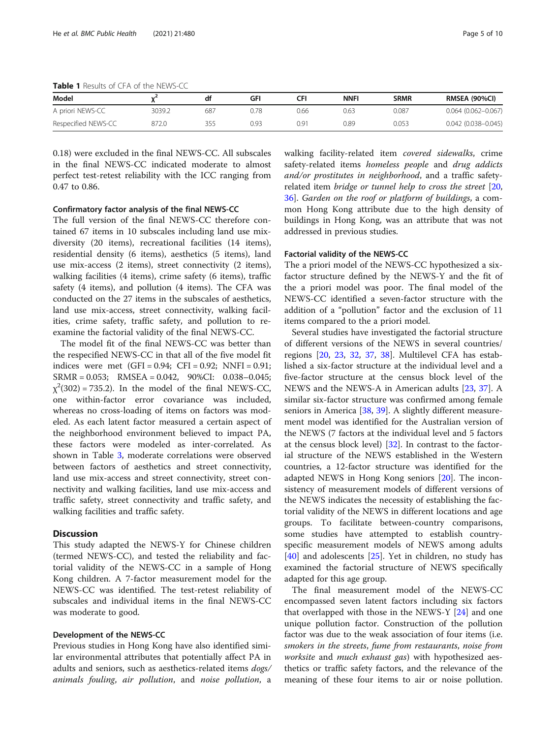**Table 1** Results of CFA of the NEWS-CC

| Model | $\chi^2$ | df | GFI | CFI | NNFI | SRMR | RMSEA (90%CI) |
|---|---|---|---|---|---|---|---|
| A priori NEWS-CC | 3039.2 | 687 | 0.78 | 0.66 | 0.63 | 0.087 | 0.064 (0.062–0.067) |
| Respecified NEWS-CC | 872.0 | 355 | 0.93 | 0.91 | 0.89 | 0.053 | 0.042 (0.038–0.045) |

0.18) were excluded in the final NEWS-CC. All subscales in the final NEWS-CC indicated moderate to almost perfect test-retest reliability with the ICC ranging from 0.47 to 0.86.

### Confirmatory factor analysis of the final NEWS-CC

The full version of the final NEWS-CC therefore contained 67 items in 10 subscales including land use mix-diversity (20 items), recreational facilities (14 items), residential density (6 items), aesthetics (5 items), land use mix-access (2 items), street connectivity (2 items), walking facilities (4 items), crime safety (6 items), traffic safety (4 items), and pollution (4 items). The CFA was conducted on the 27 items in the subscales of aesthetics, land use mix-access, street connectivity, walking facilities, crime safety, traffic safety, and pollution to re-examine the factorial validity of the final NEWS-CC.

The model fit of the final NEWS-CC was better than the respecified NEWS-CC in that all of the five model fit indices were met (GFI = 0.94; CFI = 0.92; NNFI = 0.91; SRMR = 0.053; RMSEA = 0.042, 90%CI: 0.038–0.045; $\chi^2(302) = 735.2$). In the model of the final NEWS-CC, one within-factor error covariance was included, whereas no cross-loading of items on factors was modeled. As each latent factor measured a certain aspect of the neighborhood environment believed to impact PA, these factors were modeled as inter-correlated. As shown in Table 3, moderate correlations were observed between factors of aesthetics and street connectivity, land use mix-access and street connectivity, street connectivity and walking facilities, land use mix-access and traffic safety, street connectivity and traffic safety, and walking facilities and traffic safety.

## Discussion

This study adapted the NEWS-Y for Chinese children (termed NEWS-CC), and tested the reliability and factorial validity of the NEWS-CC in a sample of Hong Kong children. A 7-factor measurement model for the NEWS-CC was identified. The test-retest reliability of subscales and individual items in the final NEWS-CC was moderate to good.

### Development of the NEWS-CC

Previous studies in Hong Kong have also identified similar environmental attributes that potentially affect PA in adults and seniors, such as aesthetics-related items *dogs/animals fouling*, *air pollution*, and *noise pollution*, a walking facility-related item *covered sidewalks*, crime safety-related items *homeless people* and *drug addicts and/or prostitutes in neighborhood*, and a traffic safety-related item *bridge or tunnel help to cross the street* [20, 36]. *Garden on the roof or platform of buildings*, a common Hong Kong attribute due to the high density of buildings in Hong Kong, was an attribute that was not addressed in previous studies.

### Factorial validity of the NEWS-CC

The a priori model of the NEWS-CC hypothesized a six-factor structure defined by the NEWS-Y and the fit of the a priori model was poor. The final model of the NEWS-CC identified a seven-factor structure with the addition of a "pollution" factor and the exclusion of 11 items compared to the a priori model.

Several studies have investigated the factorial structure of different versions of the NEWS in several countries/regions [20, 23, 32, 37, 38]. Multilevel CFA has established a six-factor structure at the individual level and a five-factor structure at the census block level of the NEWS and the NEWS-A in American adults [23, 37]. A similar six-factor structure was confirmed among female seniors in America [38, 39]. A slightly different measurement model was identified for the Australian version of the NEWS (7 factors at the individual level and 5 factors at the census block level) [32]. In contrast to the factorial structure of the NEWS established in the Western countries, a 12-factor structure was identified for the adapted NEWS in Hong Kong seniors [20]. The inconsistency of measurement models of different versions of the NEWS indicates the necessity of establishing the factorial validity of the NEWS in different locations and age groups. To facilitate between-country comparisons, some studies have attempted to establish country-specific measurement models of NEWS among adults [40] and adolescents [25]. Yet in children, no study has examined the factorial structure of NEWS specifically adapted for this age group.

The final measurement model of the NEWS-CC encompassed seven latent factors including six factors that overlapped with those in the NEWS-Y [24] and one unique pollution factor. Construction of the pollution factor was due to the weak association of four items (i.e. *smokers in the streets*, *fume from restaurants*, *noise from worksite* and *much exhaust gas*) with hypothesized aesthetics or traffic safety factors, and the relevance of the meaning of these four items to air or noise pollution.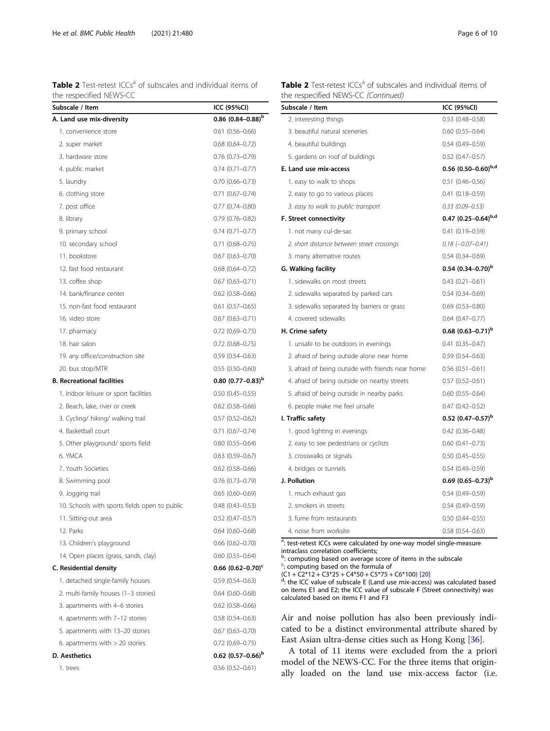**Table 2** Test-retest ICCs[a] of subscales and individual items of the respecified NEWS-CC

| Subscale / Item | ICC (95%CI) |
|---|---|
| **A. Land use mix-diversity** | **0.86 (0.84–0.88)[b]** |
| 1. convenience store | 0.61 (0.56–0.66) |
| 2. super market | 0.68 (0.64–0.72) |
| 3. hardware store | 0.76 (0.73–0.79) |
| 4. public market | 0.74 (0.71–0.77) |
| 5. laundry | 0.70 (0.66–0.73) |
| 6. clothing store | 0.71 (0.67–0.74) |
| 7. post office | 0.77 (0.74–0.80) |
| 8. library | 0.79 (0.76–0.82) |
| 9. primary school | 0.74 (0.71–0.77) |
| 10. secondary school | 0.71 (0.68–0.75) |
| 11. bookstore | 0.67 (0.63–0.70) |
| 12. fast food restaurant | 0.68 (0.64–0.72) |
| 13. coffee shop | 0.67 (0.63–0.71) |
| 14. bank/finance center | 0.62 (0.58–0.66) |
| 15. non-fast food restaurant | 0.61 (0.57–0.65) |
| 16. video store | 0.67 (0.63–0.71) |
| 17. pharmacy | 0.72 (0.69–0.75) |
| 18. hair salon | 0.72 (0.68–0.75) |
| 19. any office/construction site | 0.59 (0.54–0.63) |
| 20. bus stop/MTR | 0.55 (0.50–0.60) |
| **B. Recreational facilities** | **0.80 (0.77–0.83)[b]** |
| 1. Indoor leisure or sport facilities | 0.50 (0.45–0.55) |
| 2. Beach, lake, river or creek | 0.62 (0.58–0.66) |
| 3. Cycling/ hiking/ walking trail | 0.57 (0.52–0.62) |
| 4. Basketball court | 0.71 (0.67–0.74) |
| 5. Other playground/ sports field | 0.60 (0.55–0.64) |
| 6. YMCA | 0.63 (0.59–0.67) |
| 7. Youth Societies | 0.62 (0.58–0.66) |
| 8. Swimming pool | 0.76 (0.73–0.79) |
| 9. Jogging trail | 0.65 (0.60–0.69) |
| 10. Schools with sports fields open to public | 0.48 (0.43–0.53) |
| 11. Sitting-out area | 0.52 (0.47–0.57) |
| 12. Parks | 0.64 (0.60–0.68) |
| 13. Children's playground | 0.66 (0.62–0.70) |
| 14. Open places (grass, sands, clay) | 0.60 (0.55–0.64) |
| **C. Residential density** | **0.66 (0.62–0.70)[c]** |
| 1. detached single-family houses | 0.59 (0.54–0.63) |
| 2. multi-family houses (1–3 stories) | 0.64 (0.60–0.68) |
| 3. apartments with 4–6 stories | 0.62 (0.58–0.66) |
| 4. apartments with 7–12 stories | 0.58 (0.54–0.63) |
| 5. apartments with 13–20 stories | 0.67 (0.63–0.70) |
| 6. apartments with > 20 stories | 0.72 (0.69–0.75) |
| **D. Aesthetics** | **0.62 (0.57–0.66)[b]** |
| 1. trees | 0.56 (0.52–0.61) |
| 2. interesting things | 0.53 (0.48–0.58) |
| 3. beautiful natural sceneries | 0.60 (0.55–0.64) |
| 4. beautiful buildings | 0.54 (0.49–0.59) |
| 5. gardens on roof of buildings | 0.52 (0.47–0.57) |
| **E. Land use mix-access** | **0.56 (0.50–0.60)[b,d]** |
| 1. easy to walk to shops | 0.51 (0.46–0.56) |
| 2. easy to go to various places | 0.41 (0.18–0.59) |
| *3. easy to walk to public transport* | *0.33 (0.09–0.53)* |
| **F. Street connectivity** | **0.47 (0.25–0.64)[b,d]** |
| 1. not many cul-de-sac | 0.41 (0.19–0.59) |
| *2. short distance between street crossings* | *0.18 (−0.07–0.41)* |
| 3. many alternative routes | 0.54 (0.34–0.69) |
| **G. Walking facility** | **0.54 (0.34–0.70)[b]** |
| 1. sidewalks on most streets | 0.43 (0.21–0.61) |
| 2. sidewalks separated by parked cars | 0.54 (0.34–0.69) |
| 3. sidewalks separated by barriers or grass | 0.69 (0.53–0.80) |
| 4. covered sidewalks | 0.64 (0.47–0.77) |
| **H. Crime safety** | **0.68 (0.63–0.71)[b]** |
| 1. unsafe to be outdoors in evenings | 0.41 (0.35–0.47) |
| 2. afraid of being outside alone near home | 0.59 (0.54–0.63) |
| 3. afraid of being outside with friends near home | 0.56 (0.51–0.61) |
| 4. afraid of being outside on nearby streets | 0.57 (0.52–0.61) |
| 5. afraid of being outside in nearby parks | 0.60 (0.55–0.64) |
| 6. people make me feel unsafe | 0.47 (0.42–0.52) |
| **I. Traffic safety** | **0.52 (0.47–0.57)[b]** |
| 1. good lighting in evenings | 0.42 (0.36–0.48) |
| 2. easy to see pedestrians or cyclists | 0.60 (0.41–0.73) |
| 3. crosswalks or signals | 0.50 (0.45–0.55) |
| 4. bridges or tunnels | 0.54 (0.49–0.59) |
| **J. Pollution** | **0.69 (0.65–0.73)[b]** |
| 1. much exhaust gas | 0.54 (0.49–0.59) |
| 2. smokers in streets | 0.54 (0.49–0.59) |
| 3. fume from restaurants | 0.50 (0.44–0.55) |
| 4. noise from worksite | 0.58 (0.54–0.63) |

[a]: test-retest ICCs were calculated by one-way model single-measure intraclass correlation coefficients;
[b]: computing based on average score of items in the subscale
[c]: computing based on the formula of (C1 + C2*12 + C3*25 + C4*50 + C5*75 + C6*100) [20]
[d]: the ICC value of subscale E (Land use mix-access) was calculated based on items E1 and E2; the ICC value of subscale F (Street connectivity) was calculated based on items F1 and F3

Air and noise pollution has also been previously indicated to be a distinct environmental attribute shared by East Asian ultra-dense cities such as Hong Kong [36].

A total of 11 items were excluded from the a priori model of the NEWS-CC. For the three items that originally loaded on the land use mix-access factor (i.e.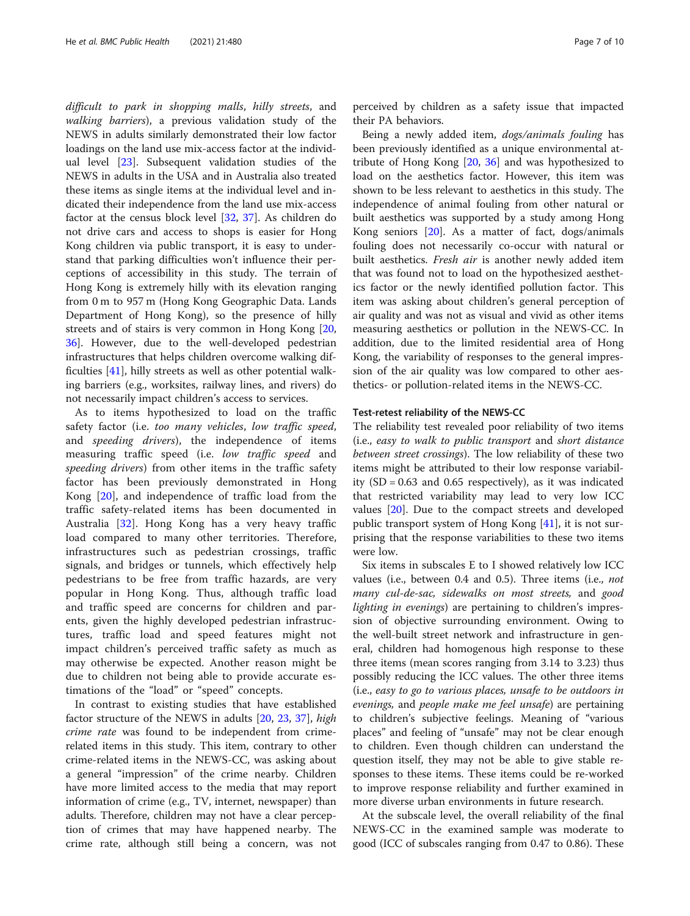*difficult to park in shopping malls*, *hilly streets*, and *walking barriers*), a previous validation study of the NEWS in adults similarly demonstrated their low factor loadings on the land use mix-access factor at the individual level [23]. Subsequent validation studies of the NEWS in adults in the USA and in Australia also treated these items as single items at the individual level and indicated their independence from the land use mix-access factor at the census block level [32, 37]. As children do not drive cars and access to shops is easier for Hong Kong children via public transport, it is easy to understand that parking difficulties won't influence their perceptions of accessibility in this study. The terrain of Hong Kong is extremely hilly with its elevation ranging from 0 m to 957 m (Hong Kong Geographic Data. Lands Department of Hong Kong), so the presence of hilly streets and of stairs is very common in Hong Kong [20, 36]. However, due to the well-developed pedestrian infrastructures that helps children overcome walking difficulties [41], hilly streets as well as other potential walking barriers (e.g., worksites, railway lines, and rivers) do not necessarily impact children's access to services.

As to items hypothesized to load on the traffic safety factor (i.e. *too many vehicles*, *low traffic speed*, and *speeding drivers*), the independence of items measuring traffic speed (i.e. *low traffic speed* and *speeding drivers*) from other items in the traffic safety factor has been previously demonstrated in Hong Kong [20], and independence of traffic load from the traffic safety-related items has been documented in Australia [32]. Hong Kong has a very heavy traffic load compared to many other territories. Therefore, infrastructures such as pedestrian crossings, traffic signals, and bridges or tunnels, which effectively help pedestrians to be free from traffic hazards, are very popular in Hong Kong. Thus, although traffic load and traffic speed are concerns for children and parents, given the highly developed pedestrian infrastructures, traffic load and speed features might not impact children's perceived traffic safety as much as may otherwise be expected. Another reason might be due to children not being able to provide accurate estimations of the "load" or "speed" concepts.

In contrast to existing studies that have established factor structure of the NEWS in adults [20, 23, 37], *high crime rate* was found to be independent from crime-related items in this study. This item, contrary to other crime-related items in the NEWS-CC, was asking about a general "impression" of the crime nearby. Children have more limited access to the media that may report information of crime (e.g., TV, internet, newspaper) than adults. Therefore, children may not have a clear perception of crimes that may have happened nearby. The crime rate, although still being a concern, was not perceived by children as a safety issue that impacted their PA behaviors.

Being a newly added item, *dogs/animals fouling* has been previously identified as a unique environmental attribute of Hong Kong [20, 36] and was hypothesized to load on the aesthetics factor. However, this item was shown to be less relevant to aesthetics in this study. The independence of animal fouling from other natural or built aesthetics was supported by a study among Hong Kong seniors [20]. As a matter of fact, dogs/animals fouling does not necessarily co-occur with natural or built aesthetics. *Fresh air* is another newly added item that was found not to load on the hypothesized aesthetics factor or the newly identified pollution factor. This item was asking about children's general perception of air quality and was not as visual and vivid as other items measuring aesthetics or pollution in the NEWS-CC. In addition, due to the limited residential area of Hong Kong, the variability of responses to the general impression of the air quality was low compared to other aesthetics- or pollution-related items in the NEWS-CC.

#### Test-retest reliability of the NEWS-CC

The reliability test revealed poor reliability of two items (i.e., *easy to walk to public transport* and *short distance between street crossings*). The low reliability of these two items might be attributed to their low response variability (SD = 0.63 and 0.65 respectively), as it was indicated that restricted variability may lead to very low ICC values [20]. Due to the compact streets and developed public transport system of Hong Kong [41], it is not surprising that the response variabilities to these two items were low.

Six items in subscales E to I showed relatively low ICC values (i.e., between 0.4 and 0.5). Three items (i.e., *not many cul-de-sac*, *sidewalks on most streets*, and *good lighting in evenings*) are pertaining to children's impression of objective surrounding environment. Owing to the well-built street network and infrastructure in general, children had homogenous high response to these three items (mean scores ranging from 3.14 to 3.23) thus possibly reducing the ICC values. The other three items (i.e., *easy to go to various places*, *unsafe to be outdoors in evenings*, and *people make me feel unsafe*) are pertaining to children's subjective feelings. Meaning of "various places" and feeling of "unsafe" may not be clear enough to children. Even though children can understand the question itself, they may not be able to give stable responses to these items. These items could be re-worked to improve response reliability and further examined in more diverse urban environments in future research.

At the subscale level, the overall reliability of the final NEWS-CC in the examined sample was moderate to good (ICC of subscales ranging from 0.47 to 0.86). These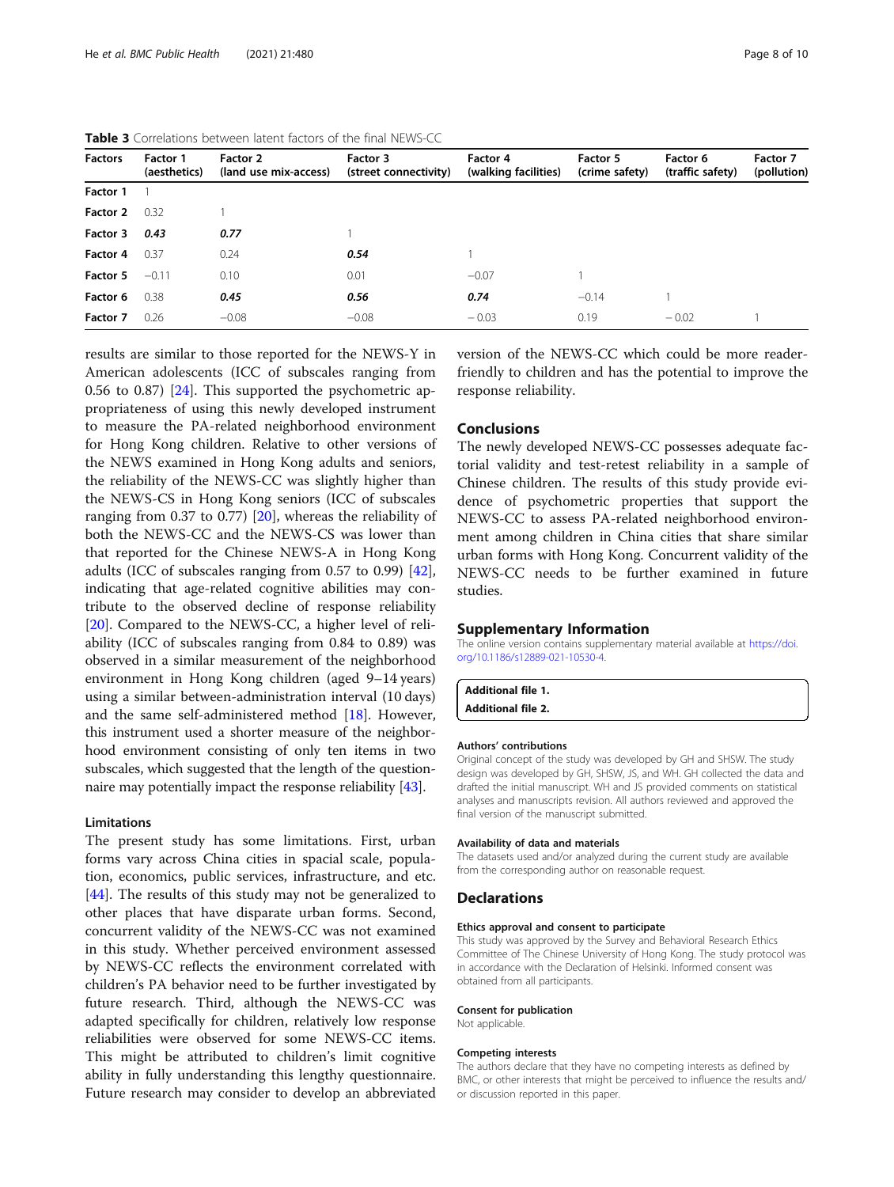**Table 3** Correlations between latent factors of the final NEWS-CC

| Factors | Factor 1 (aesthetics) | Factor 2 (land use mix-access) | Factor 3 (street connectivity) | Factor 4 (walking facilities) | Factor 5 (crime safety) | Factor 6 (traffic safety) | Factor 7 (pollution) |
|---|---|---|---|---|---|---|---|
| **Factor 1** | 1 | | | | | | |
| **Factor 2** | 0.32 | 1 | | | | | |
| **Factor 3** | ***0.43*** | ***0.77*** | 1 | | | | |
| **Factor 4** | 0.37 | 0.24 | ***0.54*** | 1 | | | |
| **Factor 5** | −0.11 | 0.10 | 0.01 | −0.07 | 1 | | |
| **Factor 6** | 0.38 | ***0.45*** | ***0.56*** | ***0.74*** | −0.14 | 1 | |
| **Factor 7** | 0.26 | −0.08 | −0.08 | − 0.03 | 0.19 | − 0.02 | 1 |

results are similar to those reported for the NEWS-Y in American adolescents (ICC of subscales ranging from 0.56 to 0.87) [24]. This supported the psychometric appropriateness of using this newly developed instrument to measure the PA-related neighborhood environment for Hong Kong children. Relative to other versions of the NEWS examined in Hong Kong adults and seniors, the reliability of the NEWS-CC was slightly higher than the NEWS-CS in Hong Kong seniors (ICC of subscales ranging from 0.37 to 0.77) [20], whereas the reliability of both the NEWS-CC and the NEWS-CS was lower than that reported for the Chinese NEWS-A in Hong Kong adults (ICC of subscales ranging from 0.57 to 0.99) [42], indicating that age-related cognitive abilities may contribute to the observed decline of response reliability [20]. Compared to the NEWS-CC, a higher level of reliability (ICC of subscales ranging from 0.84 to 0.89) was observed in a similar measurement of the neighborhood environment in Hong Kong children (aged 9–14 years) using a similar between-administration interval (10 days) and the same self-administered method [18]. However, this instrument used a shorter measure of the neighborhood environment consisting of only ten items in two subscales, which suggested that the length of the questionnaire may potentially impact the response reliability [43].

### Limitations

The present study has some limitations. First, urban forms vary across China cities in spacial scale, population, economics, public services, infrastructure, and etc. [44]. The results of this study may not be generalized to other places that have disparate urban forms. Second, concurrent validity of the NEWS-CC was not examined in this study. Whether perceived environment assessed by NEWS-CC reflects the environment correlated with children's PA behavior need to be further investigated by future research. Third, although the NEWS-CC was adapted specifically for children, relatively low response reliabilities were observed for some NEWS-CC items. This might be attributed to children's limit cognitive ability in fully understanding this lengthy questionnaire. Future research may consider to develop an abbreviated version of the NEWS-CC which could be more reader-friendly to children and has the potential to improve the response reliability.

## Conclusions

The newly developed NEWS-CC possesses adequate factorial validity and test-retest reliability in a sample of Chinese children. The results of this study provide evidence of psychometric properties that support the NEWS-CC to assess PA-related neighborhood environment among children in China cities that share similar urban forms with Hong Kong. Concurrent validity of the NEWS-CC needs to be further examined in future studies.

## Supplementary Information

The online version contains supplementary material available at https://doi.org/10.1186/s12889-021-10530-4.

**Additional file 1.**
**Additional file 2.**

#### Authors' contributions

Original concept of the study was developed by GH and SHSW. The study design was developed by GH, SHSW, JS, and WH. GH collected the data and drafted the initial manuscript. WH and JS provided comments on statistical analyses and manuscripts revision. All authors reviewed and approved the final version of the manuscript submitted.

#### Availability of data and materials

The datasets used and/or analyzed during the current study are available from the corresponding author on reasonable request.

## Declarations

#### Ethics approval and consent to participate

This study was approved by the Survey and Behavioral Research Ethics Committee of The Chinese University of Hong Kong. The study protocol was in accordance with the Declaration of Helsinki. Informed consent was obtained from all participants.

#### Consent for publication

Not applicable.

#### Competing interests

The authors declare that they have no competing interests as defined by BMC, or other interests that might be perceived to influence the results and/or discussion reported in this paper.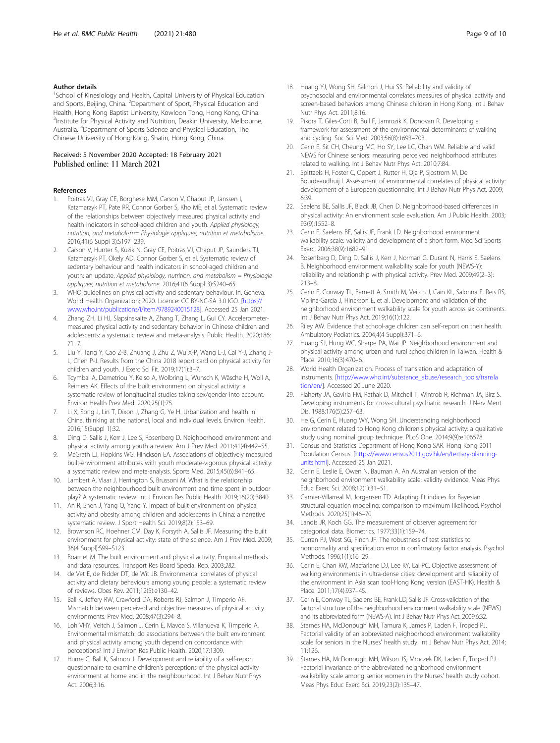## Author details

[1]School of Kinesiology and Health, Capital University of Physical Education and Sports, Beijing, China. [2]Department of Sport, Physical Education and Health, Hong Kong Baptist University, Kowloon Tong, Hong Kong, China. [3]Institute for Physical Activity and Nutrition, Deakin University, Melbourne, Australia. [4]Department of Sports Science and Physical Education, The Chinese University of Hong Kong, Shatin, Hong Kong, China.

Received: 5 November 2020 Accepted: 18 February 2021
Published online: 11 March 2021

## References

1. Poitras VJ, Gray CE, Borghese MM, Carson V, Chaput JP, Janssen I, Katzmarzyk PT, Pate RR, Connor Gorber S, Kho ME, et al. Systematic review of the relationships between objectively measured physical activity and health indicators in school-aged children and youth. *Applied physiology, nutrition, and metabolism= Physiologie appliquee, nutrition et metabolisme.* 2016;41(6 Suppl 3):S197–239.
2. Carson V, Hunter S, Kuzik N, Gray CE, Poitras VJ, Chaput JP, Saunders TJ, Katzmarzyk PT, Okely AD, Connor Gorber S, et al. Systematic review of sedentary behaviour and health indicators in school-aged children and youth: an update. *Applied physiology, nutrition, and metabolism = Physiologie appliquee, nutrition et metabolisme.* 2016;41(6 Suppl 3):S240–65.
3. WHO guidelines on physical activity and sedentary behaviour. In. Geneva: World Health Organization; 2020. Licence: CC BY-NC-SA 3.0 IGO. [https://www.who.int/publications/i/item/9789240015128]. Accessed 25 Jan 2021.
4. Zhang ZH, Li HJ, Slapsinskaite A, Zhang T, Zhang L, Gui CY. Accelerometer-measured physical activity and sedentary behavior in Chinese children and adolescents: a systematic review and meta-analysis. Public Health. 2020;186:71–7.
5. Liu Y, Tang Y, Cao Z-B, Zhuang J, Zhu Z, Wu X-P, Wang L-J, Cai Y-J, Zhang J-L, Chen P-J. Results from the China 2018 report card on physical activity for children and youth. J Exerc Sci Fit. 2019;17(1):3–7.
6. Tcymbal A, Demetriou Y, Kelso A, Wolbring L, Wunsch K, Wäsche H, Woll A, Reimers AK. Effects of the built environment on physical activity: a systematic review of longitudinal studies taking sex/gender into account. Environ Health Prev Med. 2020;25(1):75.
7. Li X, Song J, Lin T, Dixon J, Zhang G, Ye H. Urbanization and health in China, thinking at the national, local and individual levels. Environ Health. 2016;15(Suppl 1):32.
8. Ding D, Sallis J, Kerr J, Lee S, Rosenberg D. Neighborhood environment and physical activity among youth a review. Am J Prev Med. 2011;41(4):442–55.
9. McGrath LJ, Hopkins WG, Hinckson EA. Associations of objectively measured built-environment attributes with youth moderate-vigorous physical activity: a systematic review and meta-analysis. Sports Med. 2015;45(6):841–65.
10. Lambert A, Vlaar J, Herrington S, Brussoni M. What is the relationship between the neighbourhood built environment and time spent in outdoor play? A systematic review. Int J Environ Res Public Health. 2019;16(20):3840.
11. An R, Shen J, Yang Q, Yang Y. Impact of built environment on physical activity and obesity among children and adolescents in China: a narrative systematic review. J Sport Health Sci. 2019;8(2):153–69.
12. Brownson RC, Hoehner CM, Day K, Forsyth A, Sallis JF. Measuring the built environment for physical activity: state of the science. Am J Prev Med. 2009; 36(4 Suppl):S99–S123.
13. Boarnet M. The built environment and physical activity. Empirical methods and data resources. Transport Res Board Special Rep. 2003;*282*.
14. de Vet E, de Ridder DT, de Wit JB. Environmental correlates of physical activity and dietary behaviours among young people: a systematic review of reviews. Obes Rev. 2011;12(5):e130–42.
15. Ball K, Jeffery RW, Crawford DA, Roberts RJ, Salmon J, Timperio AF. Mismatch between perceived and objective measures of physical activity environments. Prev Med. 2008;47(3):294–8.
16. Loh VHY, Veitch J, Salmon J, Cerin E, Mavoa S, Villanueva K, Timperio A. Environmental mismatch: do associations between the built environment and physical activity among youth depend on concordance with perceptions? Int J Environ Res Public Health. 2020;17:1309.
17. Hume C, Ball K, Salmon J. Development and reliability of a self-report questionnaire to examine children's perceptions of the physical activity environment at home and in the neighbourhood. Int J Behav Nutr Phys Act. 2006;3:16.
18. Huang YJ, Wong SH, Salmon J, Hui SS. Reliability and validity of psychosocial and environmental correlates measures of physical activity and screen-based behaviors among Chinese children in Hong Kong. Int J Behav Nutr Phys Act. 2011;8:16.
19. Pikora T, Giles-Corti B, Bull F, Jamrozik K, Donovan R. Developing a framework for assessment of the environmental determinants of walking and cycling. Soc Sci Med. 2003;56(8):1693–703.
20. Cerin E, Sit CH, Cheung MC, Ho SY, Lee LC, Chan WM. Reliable and valid NEWS for Chinese seniors: measuring perceived neighborhood attributes related to walking. Int J Behav Nutr Phys Act. 2010;7:84.
21. Spittaels H, Foster C, Oppert J, Rutter H, Oja P, Sjostrom M, De Bourdeaudhuij I. Assessment of environmental correlates of physical activity: development of a European questionnaire. Int J Behav Nutr Phys Act. 2009; 6:39.
22. Saelens BE, Sallis JF, Black JB, Chen D. Neighborhood-based differences in physical activity: An environment scale evaluation. Am J Public Health. 2003; 93(9):1552–8.
23. Cerin E, Saelens BE, Sallis JF, Frank LD. Neighborhood environment walkability scale: validity and development of a short form. Med Sci Sports Exerc. 2006;38(9):1682–91.
24. Rosenberg D, Ding D, Sallis J, Kerr J, Norman G, Durant N, Harris S, Saelens B. Neighborhood environment walkability scale for youth (NEWS-Y): reliability and relationship with physical activity. Prev Med. 2009;49(2–3): 213–8.
25. Cerin E, Conway TL, Barnett A, Smith M, Veitch J, Cain KL, Salonna F, Reis RS, Molina-Garcia J, Hinckson E, et al. Development and validation of the neighborhood environment walkability scale for youth across six continents. Int J Behav Nutr Phys Act. 2019;16(1):122.
26. Riley AW. Evidence that school-age children can self-report on their health. Ambulatory Pediatrics. 2004;4(4 Suppl):371–6.
27. Huang SJ, Hung WC, Sharpe PA, Wai JP. Neighborhood environment and physical activity among urban and rural schoolchildren in Taiwan. Health & Place. 2010;16(3):470–6.
28. World Health Organization. Process of translation and adaptation of instruments. [http://www.who.int/substance_abuse/research_tools/translation/en/]. Accessed 20 June 2020.
29. Flaherty JA, Gaviria FM, Pathak D, Mitchell T, Wintrob R, Richman JA, Birz S. Developing instruments for cross-cultural psychiatric research. J Nerv Ment Dis. 1988;176(5):257–63.
30. He G, Cerin E, Huang WY, Wong SH. Understanding neighborhood environment related to Hong Kong children's physical activity: a qualitative study using nominal group technique. PLoS One. 2014;9(9):e106578.
31. Census and Statistics Department of Hong Kong SAR. Hong Kong 2011 Population Census. [https://www.census2011.gov.hk/en/tertiary-planning-units.html]. Accessed 25 Jan 2021.
32. Cerin E, Leslie E, Owen N, Bauman A. An Australian version of the neighborhood environment walkability scale: validity evidence. Meas Phys Educ Exerc Sci. 2008;12(1):31–51.
33. Garnier-Villarreal M, Jorgensen TD. Adapting fit indices for Bayesian structural equation modeling: comparison to maximum likelihood. Psychol Methods. 2020;25(1):46–70.
34. Landis JR, Koch GG. The measurement of observer agreement for categorical data. Biometrics. 1977;33(1):159–74.
35. Curran PJ, West SG, Finch JF. The robustness of test statistics to nonnormality and specification error in confirmatory factor analysis. Psychol Methods. 1996;1(1):16–29.
36. Cerin E, Chan KW, Macfarlane DJ, Lee KY, Lai PC. Objective assessment of walking environments in ultra-dense cities: development and reliability of the environment in Asia scan tool-Hong Kong version (EAST-HK). Health & Place. 2011;17(4):937–45.
37. Cerin E, Conway TL, Saelens BE, Frank LD, Sallis JF. Cross-validation of the factorial structure of the neighborhood environment walkability scale (NEWS) and its abbreviated form (NEWS-A). Int J Behav Nutr Phys Act. 2009;6:32.
38. Starnes HA, McDonough MH, Tamura K, James P, Laden F, Troped PJ. Factorial validity of an abbreviated neighborhood environment walkability scale for seniors in the Nurses' health study. Int J Behav Nutr Phys Act. 2014; 11:126.
39. Starnes HA, McDonough MH, Wilson JS, Mroczek DK, Laden F, Troped PJ. Factorial invariance of the abbreviated neighborhood environment walkability scale among senior women in the Nurses' health study cohort. Meas Phys Educ Exerc Sci. 2019;23(2):135–47.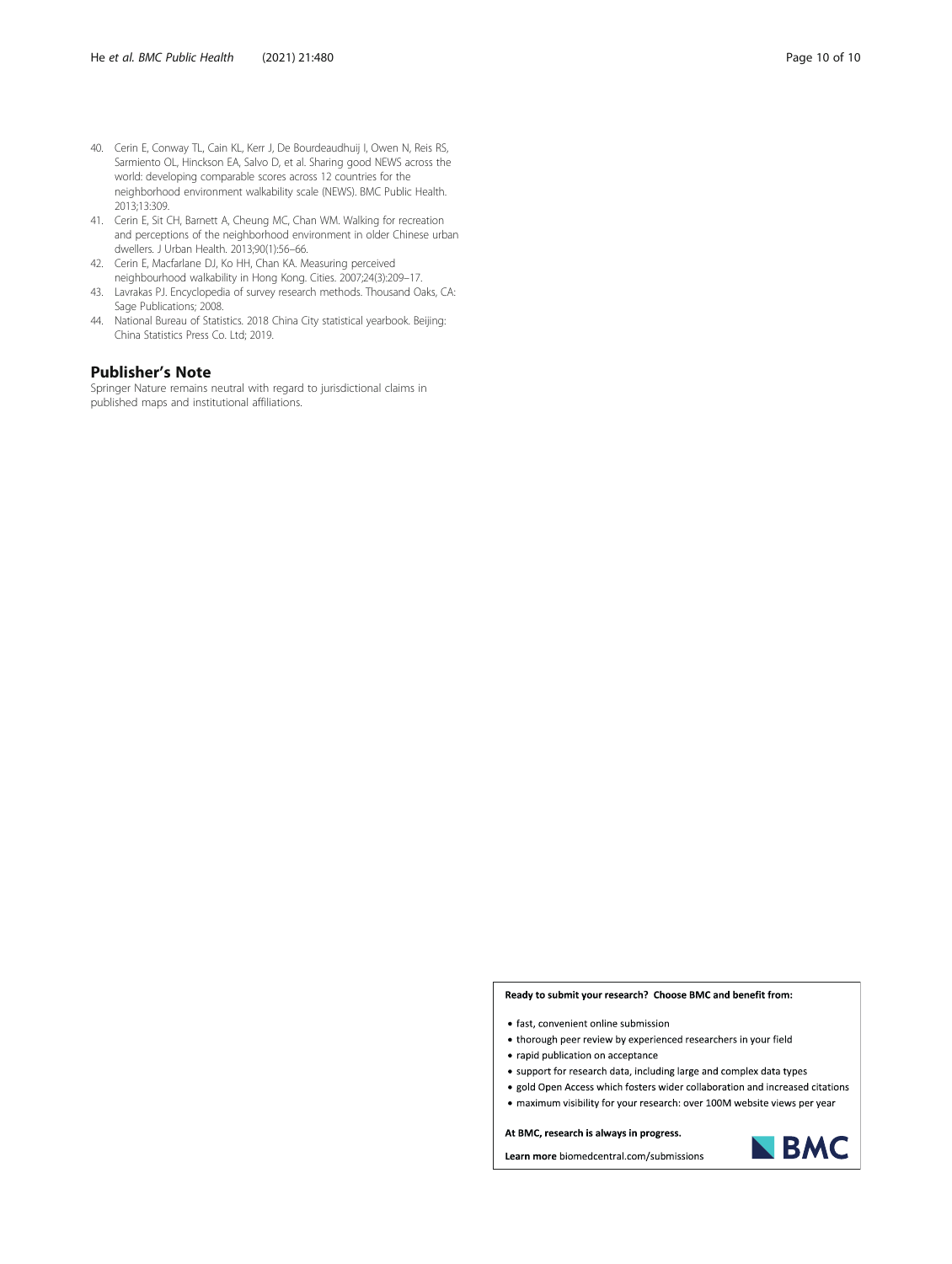40. Cerin E, Conway TL, Cain KL, Kerr J, De Bourdeaudhuij I, Owen N, Reis RS, Sarmiento OL, Hinckson EA, Salvo D, et al. Sharing good NEWS across the world: developing comparable scores across 12 countries for the neighborhood environment walkability scale (NEWS). BMC Public Health. 2013;13:309.
41. Cerin E, Sit CH, Barnett A, Cheung MC, Chan WM. Walking for recreation and perceptions of the neighborhood environment in older Chinese urban dwellers. J Urban Health. 2013;90(1):56–66.
42. Cerin E, Macfarlane DJ, Ko HH, Chan KA. Measuring perceived neighbourhood walkability in Hong Kong. Cities. 2007;24(3):209–17.
43. Lavrakas PJ. Encyclopedia of survey research methods. Thousand Oaks, CA: Sage Publications; 2008.
44. National Bureau of Statistics. 2018 China City statistical yearbook. Beijing: China Statistics Press Co. Ltd; 2019.

## Publisher's Note

Springer Nature remains neutral with regard to jurisdictional claims in published maps and institutional affiliations.

**Ready to submit your research? Choose BMC and benefit from:**

- fast, convenient online submission
- thorough peer review by experienced researchers in your field
- rapid publication on acceptance
- support for research data, including large and complex data types
- gold Open Access which fosters wider collaboration and increased citations
- maximum visibility for your research: over 100M website views per year

**At BMC, research is always in progress.**

**Learn more** biomedcentral.com/submissions

BMC